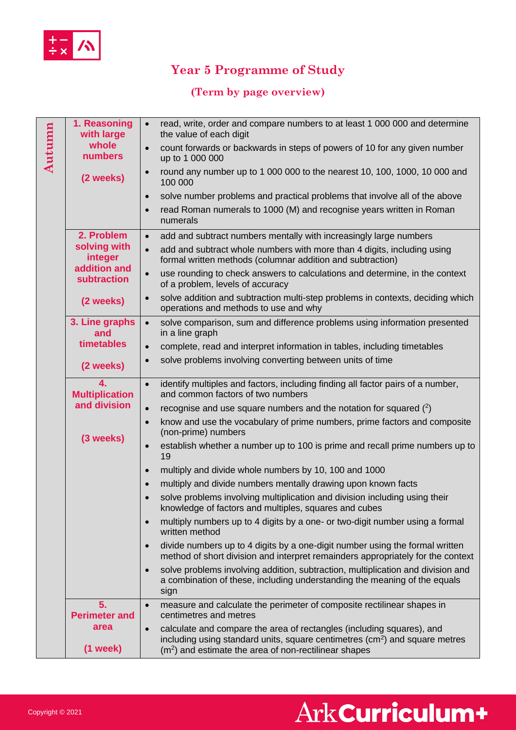# Year 5 Programme of Study

## (Term by page overview)

| | | |
|---|---|---|
| Autumn | **1. Reasoning with large whole numbers**<br><br>**(2 weeks)** | • read, write, order and compare numbers to at least 1 000 000 and determine the value of each digit<br>• count forwards or backwards in steps of powers of 10 for any given number up to 1 000 000<br>• round any number up to 1 000 000 to the nearest 10, 100, 1000, 10 000 and 100 000<br>• solve number problems and practical problems that involve all of the above<br>• read Roman numerals to 1000 (M) and recognise years written in Roman numerals |
| | **2. Problem solving with integer addition and subtraction**<br><br>**(2 weeks)** | • add and subtract numbers mentally with increasingly large numbers<br>• add and subtract whole numbers with more than 4 digits, including using formal written methods (columnar addition and subtraction)<br>• use rounding to check answers to calculations and determine, in the context of a problem, levels of accuracy<br>• solve addition and subtraction multi-step problems in contexts, deciding which operations and methods to use and why |
| | **3. Line graphs and timetables**<br><br>**(2 weeks)** | • solve comparison, sum and difference problems using information presented in a line graph<br>• complete, read and interpret information in tables, including timetables<br>• solve problems involving converting between units of time |
| | **4. Multiplication and division**<br><br>**(3 weeks)** | • identify multiples and factors, including finding all factor pairs of a number, and common factors of two numbers<br>• recognise and use square numbers and the notation for squared ($^2$)<br>• know and use the vocabulary of prime numbers, prime factors and composite (non-prime) numbers<br>• establish whether a number up to 100 is prime and recall prime numbers up to 19<br>• multiply and divide whole numbers by 10, 100 and 1000<br>• multiply and divide numbers mentally drawing upon known facts<br>• solve problems involving multiplication and division including using their knowledge of factors and multiples, squares and cubes<br>• multiply numbers up to 4 digits by a one- or two-digit number using a formal written method<br>• divide numbers up to 4 digits by a one-digit number using the formal written method of short division and interpret remainders appropriately for the context<br>• solve problems involving addition, subtraction, multiplication and division and a combination of these, including understanding the meaning of the equals sign |
| | **5. Perimeter and area**<br><br>**(1 week)** | • measure and calculate the perimeter of composite rectilinear shapes in centimetres and metres<br>• calculate and compare the area of rectangles (including squares), and including using standard units, square centimetres ($cm^2$) and square metres ($m^2$) and estimate the area of non-rectilinear shapes |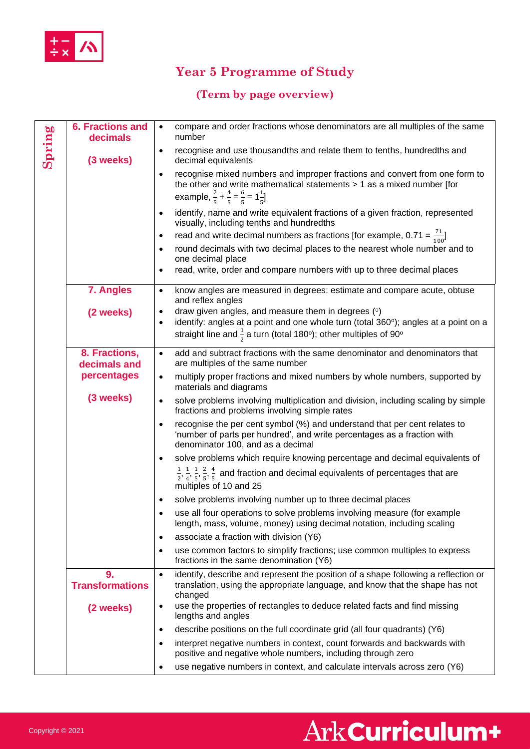# Year 5 Programme of Study

## (Term by page overview)

| Term | Unit | Objectives |
|---|---|---|
| **Spring** | **6. Fractions and decimals** <br> **(3 weeks)** | • compare and order fractions whose denominators are all multiples of the same number <br> • recognise and use thousandths and relate them to tenths, hundredths and decimal equivalents <br> • recognise mixed numbers and improper fractions and convert from one form to the other and write mathematical statements > 1 as a mixed number [for example, $\frac{2}{5} + \frac{4}{5} = \frac{6}{5} = 1\frac{1}{5}$] <br> • identify, name and write equivalent fractions of a given fraction, represented visually, including tenths and hundredths <br> • read and write decimal numbers as fractions [for example, $0.71 = \frac{71}{100}$] <br> • round decimals with two decimal places to the nearest whole number and to one decimal place <br> • read, write, order and compare numbers with up to three decimal places |
| | **7. Angles** <br> **(2 weeks)** | • know angles are measured in degrees: estimate and compare acute, obtuse and reflex angles <br> • draw given angles, and measure them in degrees (°) <br> • identify: angles at a point and one whole turn (total 360°); angles at a point on a straight line and $\frac{1}{2}$ a turn (total 180°); other multiples of 90° |
| | **8. Fractions, decimals and percentages** <br> **(3 weeks)** | • add and subtract fractions with the same denominator and denominators that are multiples of the same number <br> • multiply proper fractions and mixed numbers by whole numbers, supported by materials and diagrams <br> • solve problems involving multiplication and division, including scaling by simple fractions and problems involving simple rates <br> • recognise the per cent symbol (%) and understand that per cent relates to 'number of parts per hundred', and write percentages as a fraction with denominator 100, and as a decimal <br> • solve problems which require knowing percentage and decimal equivalents of $\frac{1}{2}, \frac{1}{4}, \frac{1}{5}, \frac{2}{5}, \frac{4}{5}$ and fraction and decimal equivalents of percentages that are multiples of 10 and 25 <br> • solve problems involving number up to three decimal places <br> • use all four operations to solve problems involving measure (for example length, mass, volume, money) using decimal notation, including scaling <br> • associate a fraction with division (Y6) <br> • use common factors to simplify fractions; use common multiples to express fractions in the same denomination (Y6) |
| | **9. Transformations** <br> **(2 weeks)** | • identify, describe and represent the position of a shape following a reflection or translation, using the appropriate language, and know that the shape has not changed <br> • use the properties of rectangles to deduce related facts and find missing lengths and angles <br> • describe positions on the full coordinate grid (all four quadrants) (Y6) <br> • interpret negative numbers in context, count forwards and backwards with positive and negative whole numbers, including through zero <br> • use negative numbers in context, and calculate intervals across zero (Y6) |

Copyright © 2021

Ark Curriculum+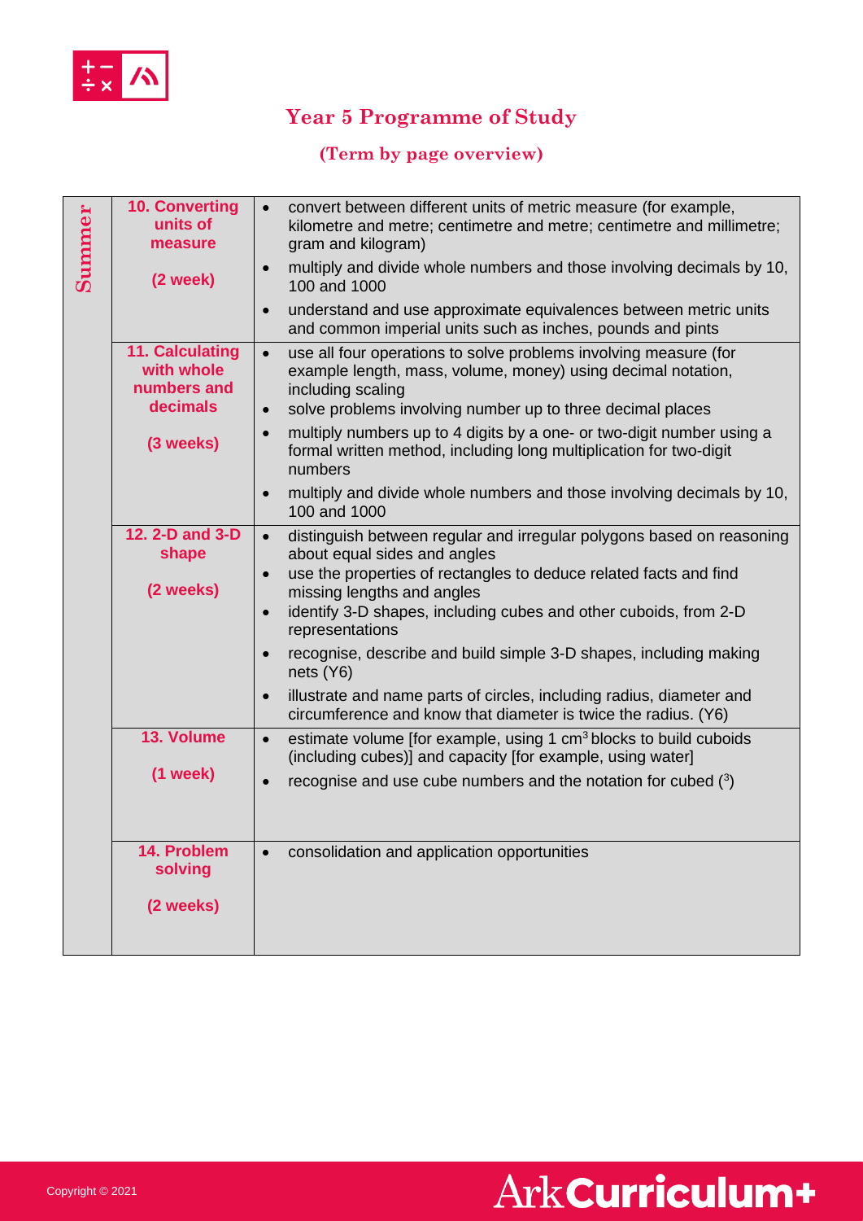# Year 5 Programme of Study

## (Term by page overview)

| | | |
|---|---|---|
| Summer | **10. Converting units of measure**<br><br>**(2 week)** | • convert between different units of metric measure (for example, kilometre and metre; centimetre and metre; centimetre and millimetre; gram and kilogram)<br>• multiply and divide whole numbers and those involving decimals by 10, 100 and 1000<br>• understand and use approximate equivalences between metric units and common imperial units such as inches, pounds and pints |
| | **11. Calculating with whole numbers and decimals**<br><br>**(3 weeks)** | • use all four operations to solve problems involving measure (for example length, mass, volume, money) using decimal notation, including scaling<br>• solve problems involving number up to three decimal places<br>• multiply numbers up to 4 digits by a one- or two-digit number using a formal written method, including long multiplication for two-digit numbers<br>• multiply and divide whole numbers and those involving decimals by 10, 100 and 1000 |
| | **12. 2-D and 3-D shape**<br><br>**(2 weeks)** | • distinguish between regular and irregular polygons based on reasoning about equal sides and angles<br>• use the properties of rectangles to deduce related facts and find missing lengths and angles<br>• identify 3-D shapes, including cubes and other cuboids, from 2-D representations<br>• recognise, describe and build simple 3-D shapes, including making nets (Y6)<br>• illustrate and name parts of circles, including radius, diameter and circumference and know that diameter is twice the radius. (Y6) |
| | **13. Volume**<br><br>**(1 week)** | • estimate volume [for example, using 1 $cm^3$ blocks to build cuboids (including cubes)] and capacity [for example, using water]<br>• recognise and use cube numbers and the notation for cubed ($^3$) |
| | **14. Problem solving**<br><br>**(2 weeks)** | • consolidation and application opportunities |

Copyright © 2021

Ark Curriculum+